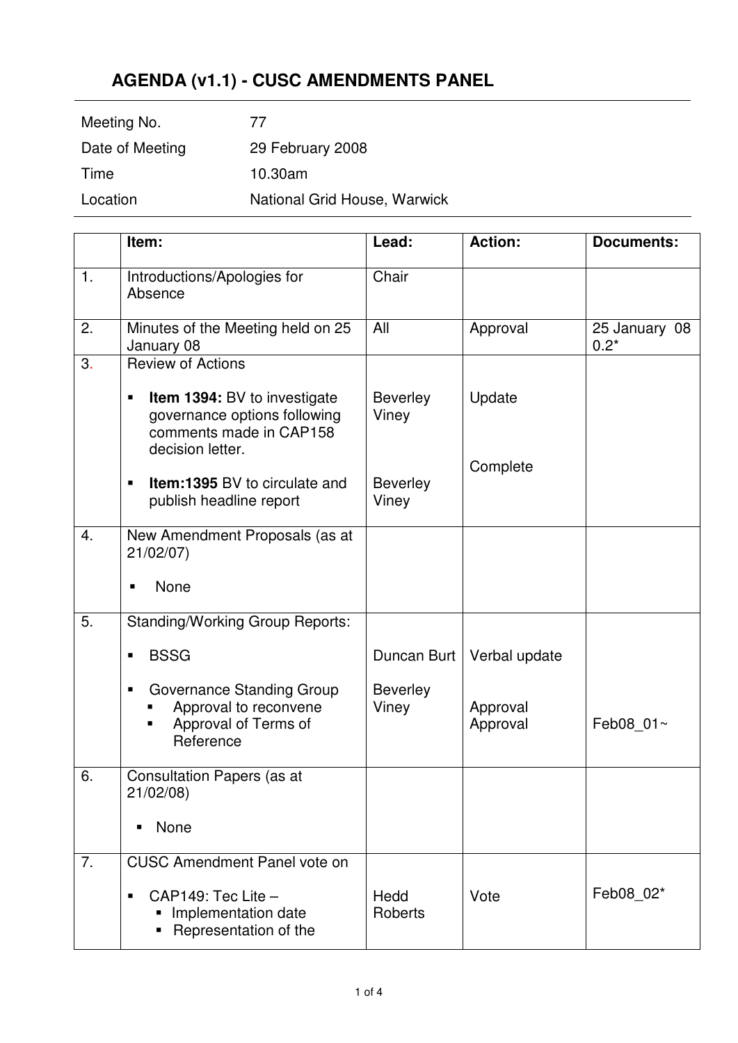# AGENDA (v1.1) - CUSC AMENDMENTS PANEL

| | |
|---|---|
| Meeting No. | 77 |
| Date of Meeting | 29 February 2008 |
| Time | 10.30am |
| Location | National Grid House, Warwick |

| | Item: | Lead: | Action: | Documents: |
|---|---|---|---|---|
| 1. | Introductions/Apologies for Absence | Chair | | |
| 2. | Minutes of the Meeting held on 25 January 08 | All | Approval | 25 January 08 0.2* |
| 3. | Review of Actions<br>▪ **Item 1394:** BV to investigate governance options following comments made in CAP158 decision letter.<br>▪ **Item:1395** BV to circulate and publish headline report | <br>Beverley Viney<br><br>Beverley Viney | <br>Update<br><br>Complete | |
| 4. | New Amendment Proposals (as at 21/02/07)<br>▪ None | | | |
| 5. | Standing/Working Group Reports:<br>▪ BSSG<br>▪ Governance Standing Group<br>  ▪ Approval to reconvene<br>  ▪ Approval of Terms of Reference | <br>Duncan Burt<br>Beverley Viney | <br>Verbal update<br><br>Approval<br>Approval | <br><br><br><br>Feb08_01~ |
| 6. | Consultation Papers (as at 21/02/08)<br>▪ None | | | |
| 7. | CUSC Amendment Panel vote on<br>▪ CAP149: Tec Lite –<br>  ▪ Implementation date<br>  ▪ Representation of the | <br>Hedd Roberts | <br>Vote | <br>Feb08_02* |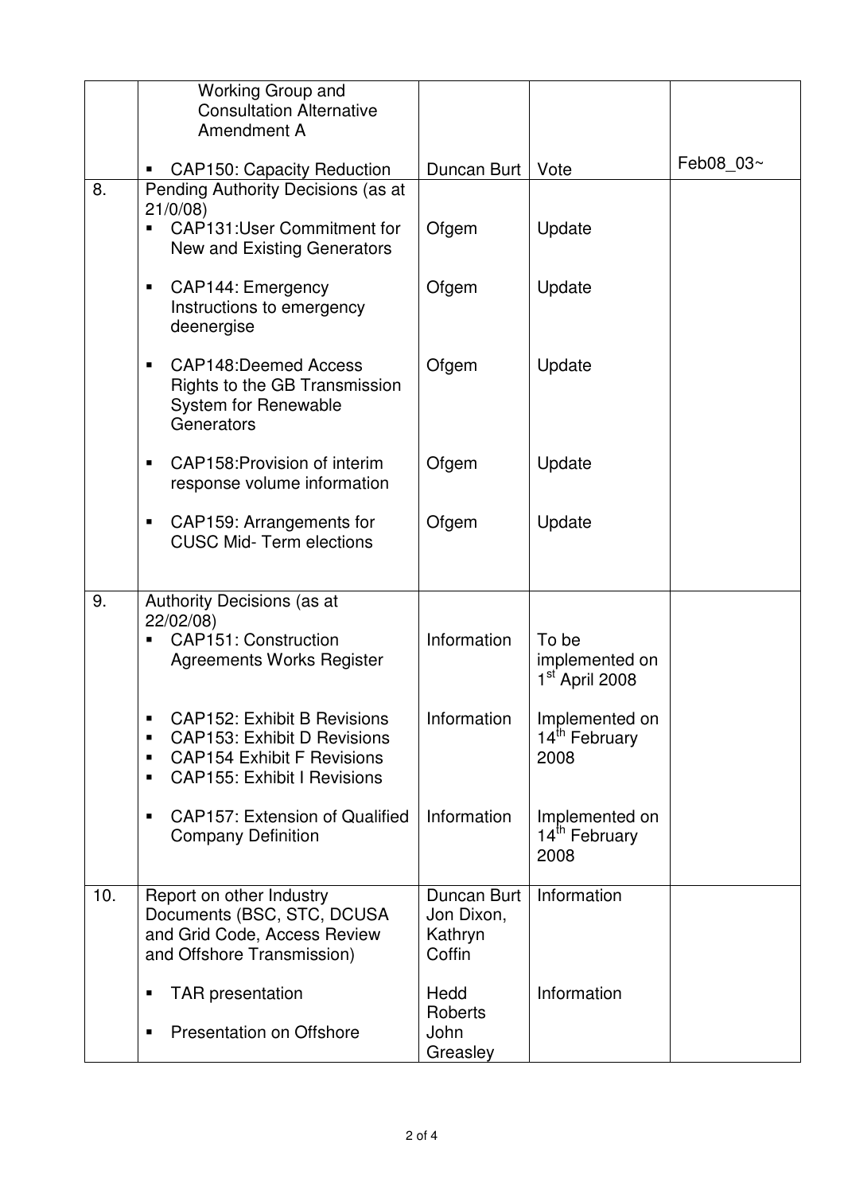| | | | | |
|---|---|---|---|---|
| | Working Group and Consultation Alternative Amendment A<br><br>▪ CAP150: Capacity Reduction | Duncan Burt | Vote | Feb08_03~ |
| 8. | Pending Authority Decisions (as at 21/0/08)<br>▪ CAP131:User Commitment for New and Existing Generators<br><br>▪ CAP144: Emergency Instructions to emergency deenergise<br><br>▪ CAP148:Deemed Access Rights to the GB Transmission System for Renewable Generators<br><br>▪ CAP158:Provision of interim response volume information<br><br>▪ CAP159: Arrangements for CUSC Mid- Term elections | Ofgem<br><br>Ofgem<br><br>Ofgem<br><br>Ofgem<br><br>Ofgem | Update<br><br>Update<br><br>Update<br><br>Update<br><br>Update | |
| 9. | Authority Decisions (as at 22/02/08)<br>▪ CAP151: Construction Agreements Works Register<br><br>▪ CAP152: Exhibit B Revisions<br>▪ CAP153: Exhibit D Revisions<br>▪ CAP154 Exhibit F Revisions<br>▪ CAP155: Exhibit I Revisions<br><br>▪ CAP157: Extension of Qualified Company Definition | Information<br><br>Information<br><br>Information | To be implemented on 1st April 2008<br><br>Implemented on 14th February 2008<br><br>Implemented on 14th February 2008 | |
| 10. | Report on other Industry Documents (BSC, STC, DCUSA and Grid Code, Access Review and Offshore Transmission)<br><br>▪ TAR presentation<br><br>▪ Presentation on Offshore | Duncan Burt Jon Dixon, Kathryn Coffin<br><br>Hedd Roberts<br>John Greasley | Information<br><br>Information | |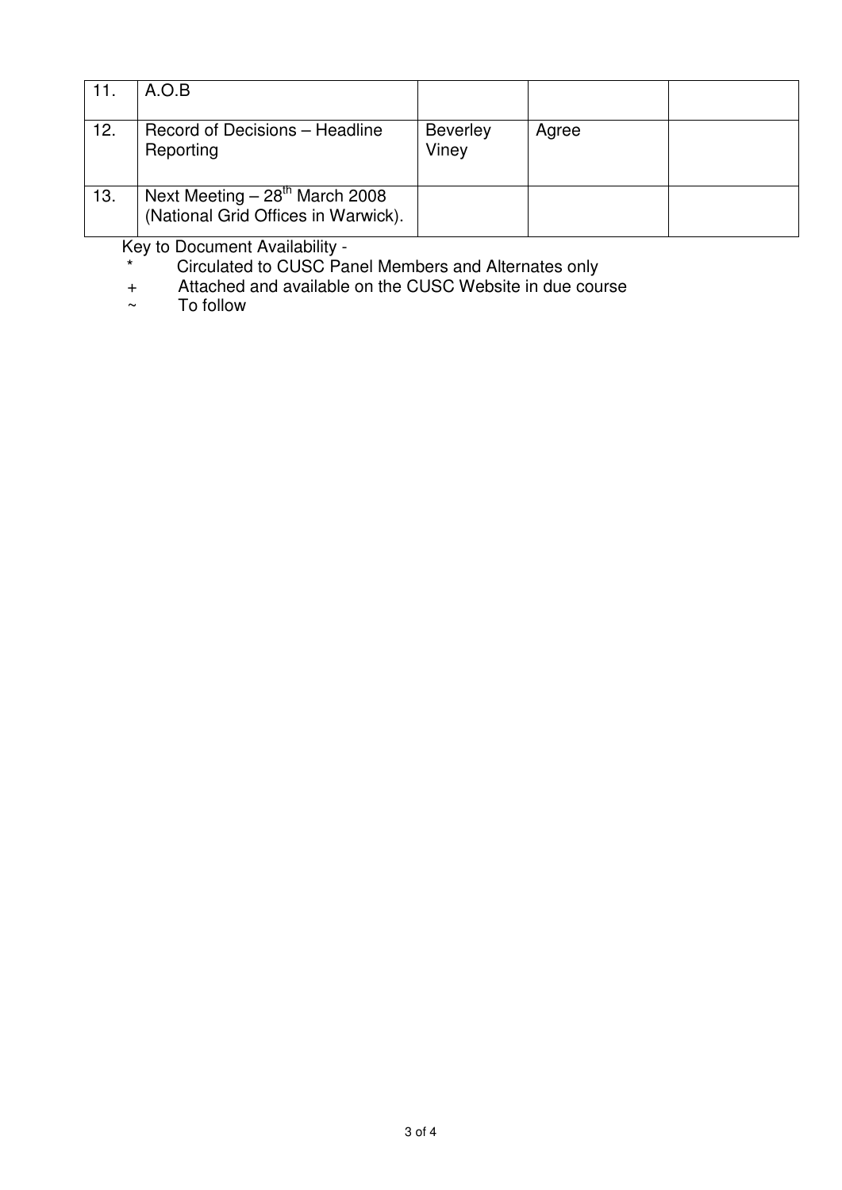| | | | | |
|---|---|---|---|---|
| 11. | A.O.B | | | |
| 12. | Record of Decisions – Headline Reporting | Beverley Viney | Agree | |
| 13. | Next Meeting – 28th March 2008 (National Grid Offices in Warwick). | | | |

Key to Document Availability -

\* Circulated to CUSC Panel Members and Alternates only

\+ Attached and available on the CUSC Website in due course

~ To follow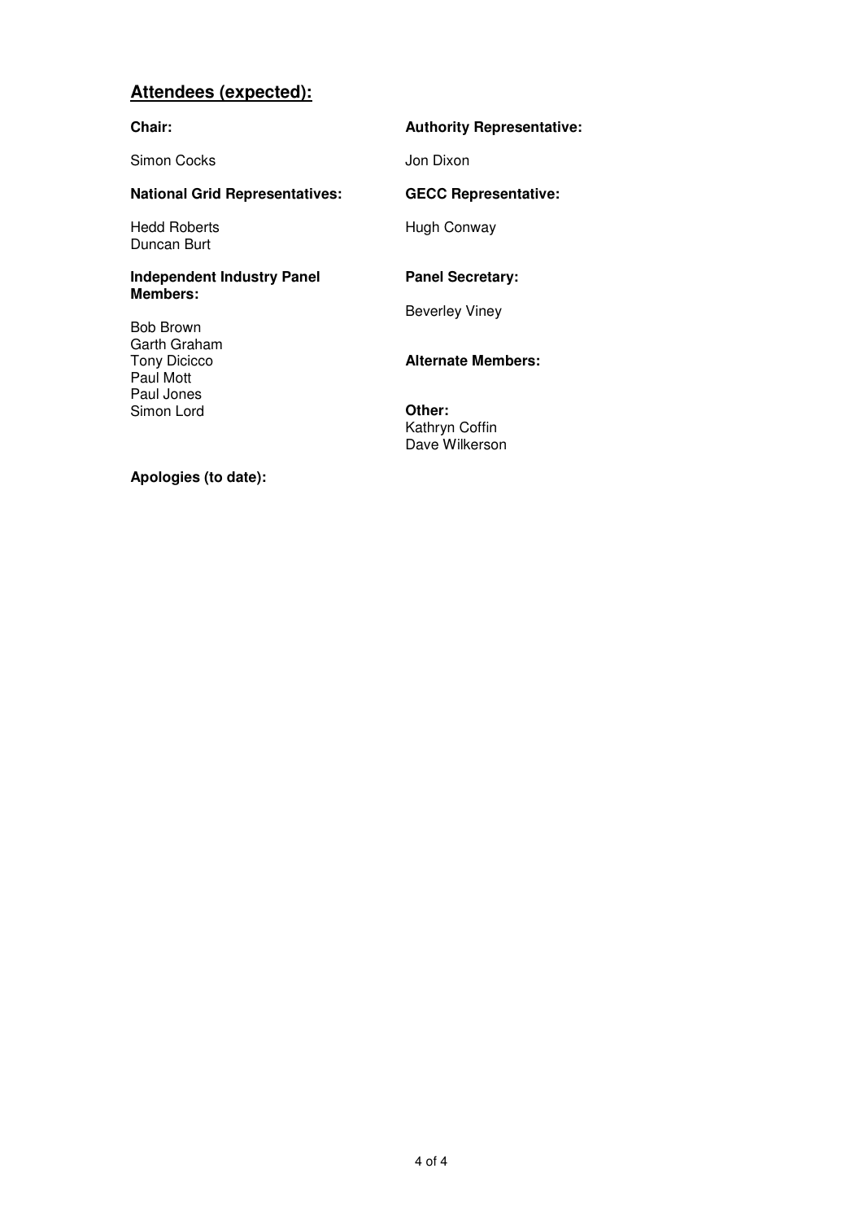## Attendees (expected):

**Chair:**

Simon Cocks

**National Grid Representatives:**

Hedd Roberts
Duncan Burt

**Independent Industry Panel Members:**

Bob Brown
Garth Graham
Tony Dicicco
Paul Mott
Paul Jones
Simon Lord

**Authority Representative:**

Jon Dixon

**GECC Representative:**

Hugh Conway

**Panel Secretary:**

Beverley Viney

**Alternate Members:**

**Other:**
Kathryn Coffin
Dave Wilkerson

**Apologies (to date):**